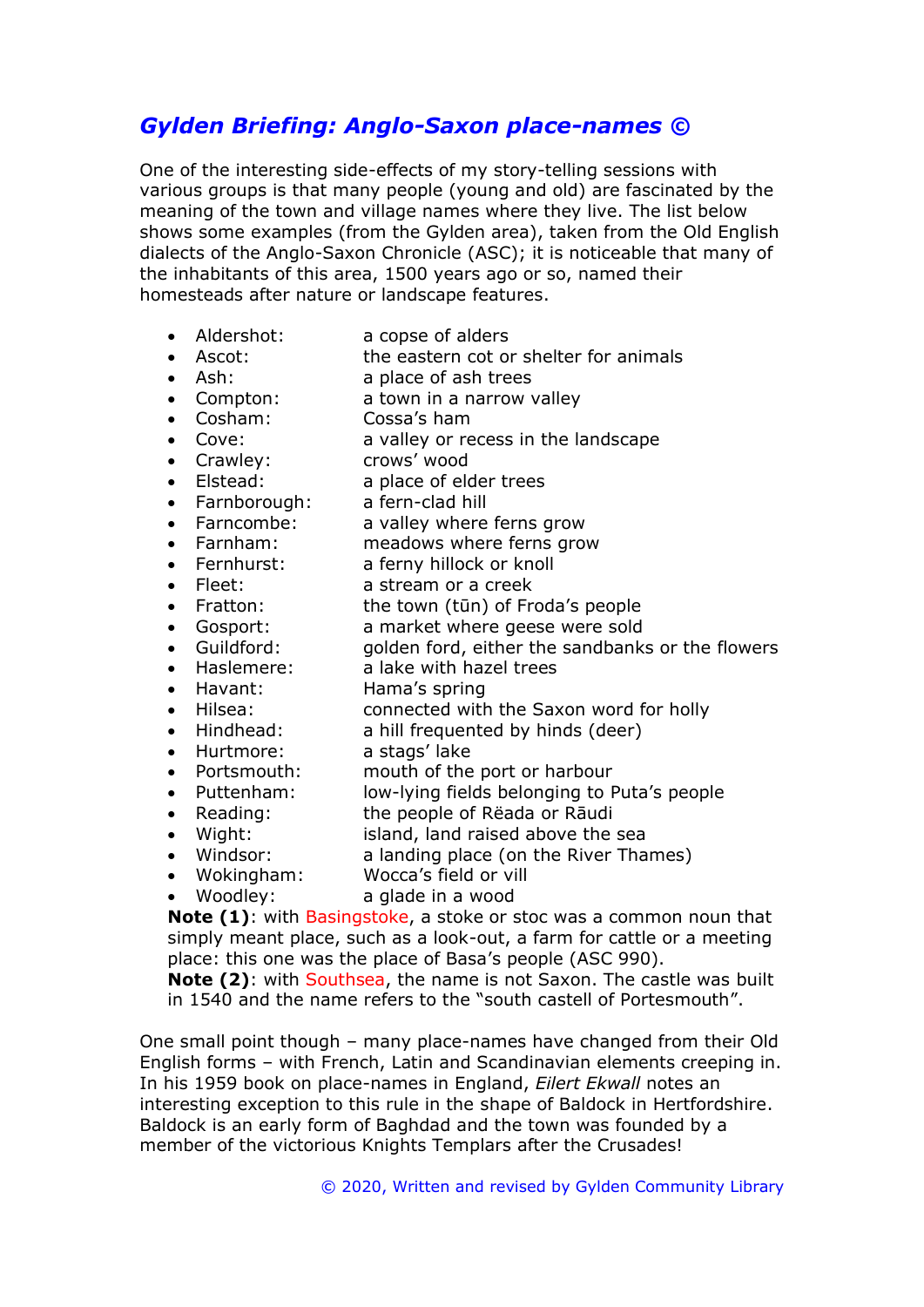## *Gylden Briefing: Anglo-Saxon place-names ©*

One of the interesting side-effects of my story-telling sessions with various groups is that many people (young and old) are fascinated by the meaning of the town and village names where they live. The list below shows some examples (from the Gylden area), taken from the Old English dialects of the Anglo-Saxon Chronicle (ASC); it is noticeable that many of the inhabitants of this area, 1500 years ago or so, named their homesteads after nature or landscape features.

- Aldershot: a copse of alders
- Ascot: the eastern cot or shelter for animals
- Ash: a place of ash trees
- Compton: a town in a narrow valley
- Cosham: Cossa's ham
- Cove: a valley or recess in the landscape
- Crawley: crows' wood
- Elstead: a place of elder trees
- Farnborough: a fern-clad hill
- Farncombe: a valley where ferns grow
- Farnham: meadows where ferns grow
- Fernhurst: a ferny hillock or knoll
- Fleet: a stream or a creek
- Fratton: the town (tūn) of Froda's people
- Gosport: a market where geese were sold
- Guildford: golden ford, either the sandbanks or the flowers
- Haslemere: a lake with hazel trees
- Havant: Hama's spring
- Hilsea: connected with the Saxon word for holly
- Hindhead: a hill frequented by hinds (deer)
- Hurtmore: a stags' lake
- Portsmouth: mouth of the port or harbour
- Puttenham: low-lying fields belonging to Puta's people
- Reading: the people of Rēada or Rāudi
- Wight: island, land raised above the sea
- Windsor: a landing place (on the River Thames)
- Wokingham: Wocca's field or vill
- Woodley: a glade in a wood

**Note (1)**: with Basingstoke, a stoke or stoc was a common noun that simply meant place, such as a look-out, a farm for cattle or a meeting place: this one was the place of Basa's people (ASC 990).
**Note (2)**: with Southsea, the name is not Saxon. The castle was built in 1540 and the name refers to the "south castell of Portesmouth".

One small point though – many place-names have changed from their Old English forms – with French, Latin and Scandinavian elements creeping in. In his 1959 book on place-names in England, *Eilert Ekwall* notes an interesting exception to this rule in the shape of Baldock in Hertfordshire. Baldock is an early form of Baghdad and the town was founded by a member of the victorious Knights Templars after the Crusades!

© 2020, Written and revised by Gylden Community Library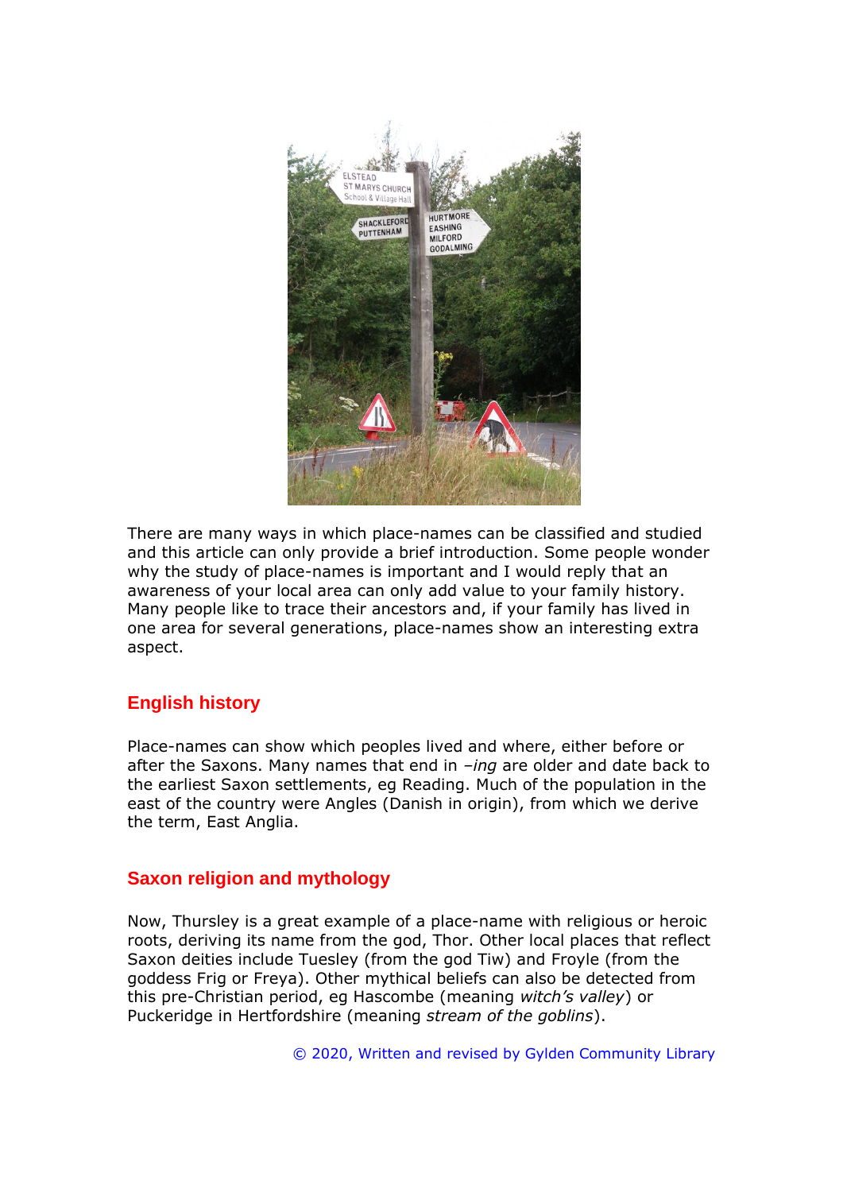There are many ways in which place-names can be classified and studied and this article can only provide a brief introduction. Some people wonder why the study of place-names is important and I would reply that an awareness of your local area can only add value to your family history. Many people like to trace their ancestors and, if your family has lived in one area for several generations, place-names show an interesting extra aspect.

## English history

Place-names can show which peoples lived and where, either before or after the Saxons. Many names that end in *–ing* are older and date back to the earliest Saxon settlements, eg Reading. Much of the population in the east of the country were Angles (Danish in origin), from which we derive the term, East Anglia.

## Saxon religion and mythology

Now, Thursley is a great example of a place-name with religious or heroic roots, deriving its name from the god, Thor. Other local places that reflect Saxon deities include Tuesley (from the god Tiw) and Froyle (from the goddess Frig or Freya). Other mythical beliefs can also be detected from this pre-Christian period, eg Hascombe (meaning *witch's valley*) or Puckeridge in Hertfordshire (meaning *stream of the goblins*).

© 2020, Written and revised by Gylden Community Library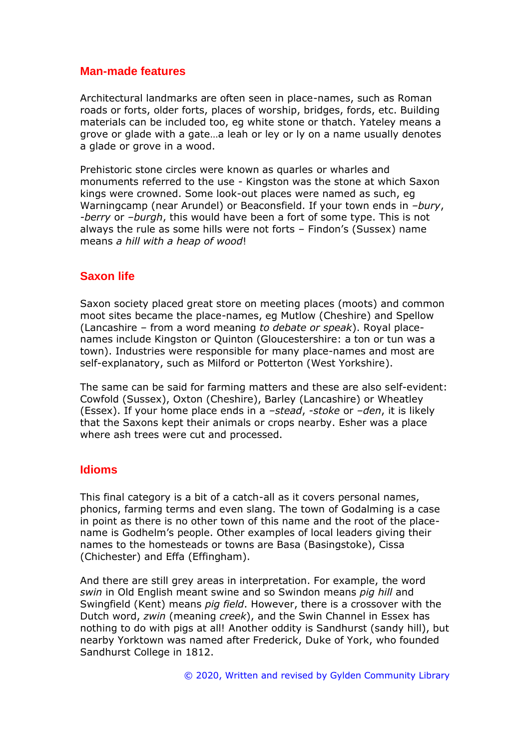## Man-made features

Architectural landmarks are often seen in place-names, such as Roman roads or forts, older forts, places of worship, bridges, fords, etc. Building materials can be included too, eg white stone or thatch. Yateley means a grove or glade with a gate…a leah or ley or ly on a name usually denotes a glade or grove in a wood.

Prehistoric stone circles were known as quarles or wharles and monuments referred to the use - Kingston was the stone at which Saxon kings were crowned. Some look-out places were named as such, eg Warningcamp (near Arundel) or Beaconsfield. If your town ends in *–bury*, *-berry* or *–burgh*, this would have been a fort of some type. This is not always the rule as some hills were not forts – Findon's (Sussex) name means *a hill with a heap of wood*!

## Saxon life

Saxon society placed great store on meeting places (moots) and common moot sites became the place-names, eg Mutlow (Cheshire) and Spellow (Lancashire – from a word meaning *to debate or speak*). Royal place-names include Kingston or Quinton (Gloucestershire: a ton or tun was a town). Industries were responsible for many place-names and most are self-explanatory, such as Milford or Potterton (West Yorkshire).

The same can be said for farming matters and these are also self-evident: Cowfold (Sussex), Oxton (Cheshire), Barley (Lancashire) or Wheatley (Essex). If your home place ends in a *–stead*, *-stoke* or *–den*, it is likely that the Saxons kept their animals or crops nearby. Esher was a place where ash trees were cut and processed.

## Idioms

This final category is a bit of a catch-all as it covers personal names, phonics, farming terms and even slang. The town of Godalming is a case in point as there is no other town of this name and the root of the place-name is Godhelm's people. Other examples of local leaders giving their names to the homesteads or towns are Basa (Basingstoke), Cissa (Chichester) and Effa (Effingham).

And there are still grey areas in interpretation. For example, the word *swin* in Old English meant swine and so Swindon means *pig hill* and Swingfield (Kent) means *pig field*. However, there is a crossover with the Dutch word, *zwin* (meaning *creek*), and the Swin Channel in Essex has nothing to do with pigs at all! Another oddity is Sandhurst (sandy hill), but nearby Yorktown was named after Frederick, Duke of York, who founded Sandhurst College in 1812.

© 2020, Written and revised by Gylden Community Library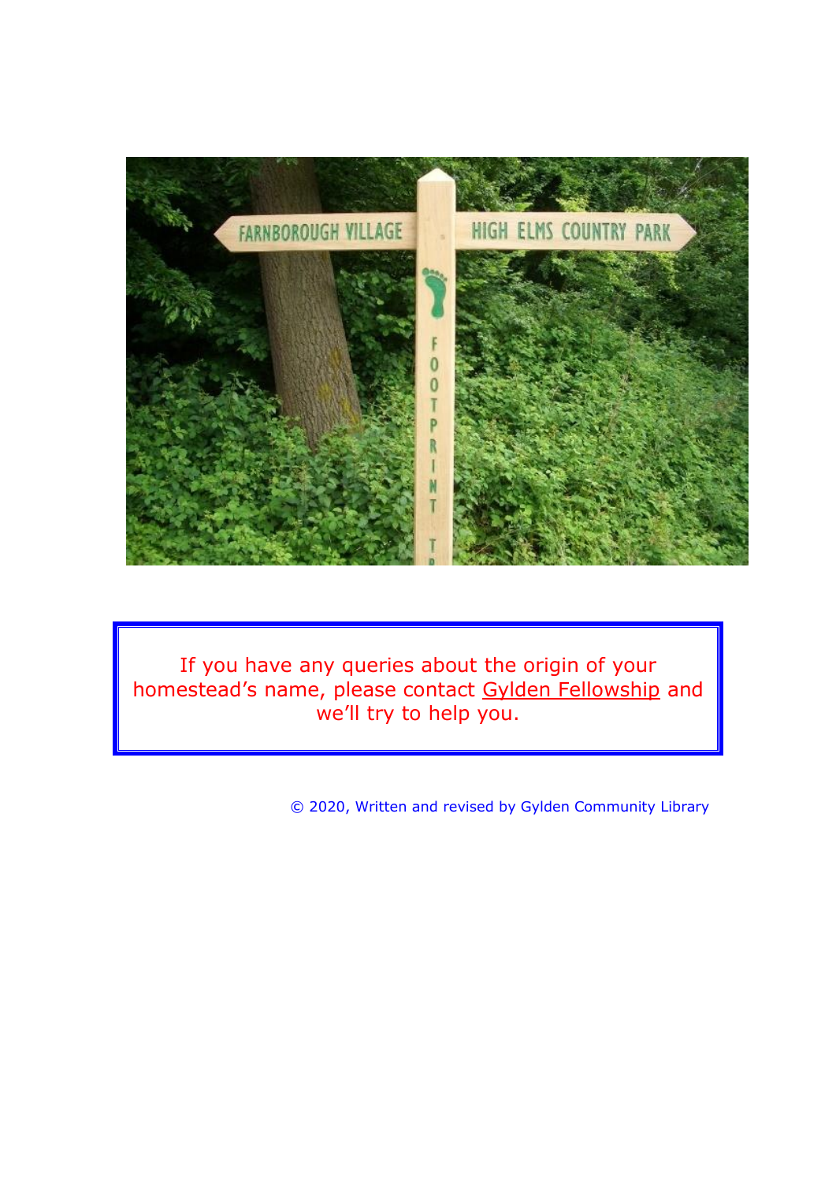If you have any queries about the origin of your homestead's name, please contact Gylden Fellowship and we'll try to help you.

© 2020, Written and revised by Gylden Community Library